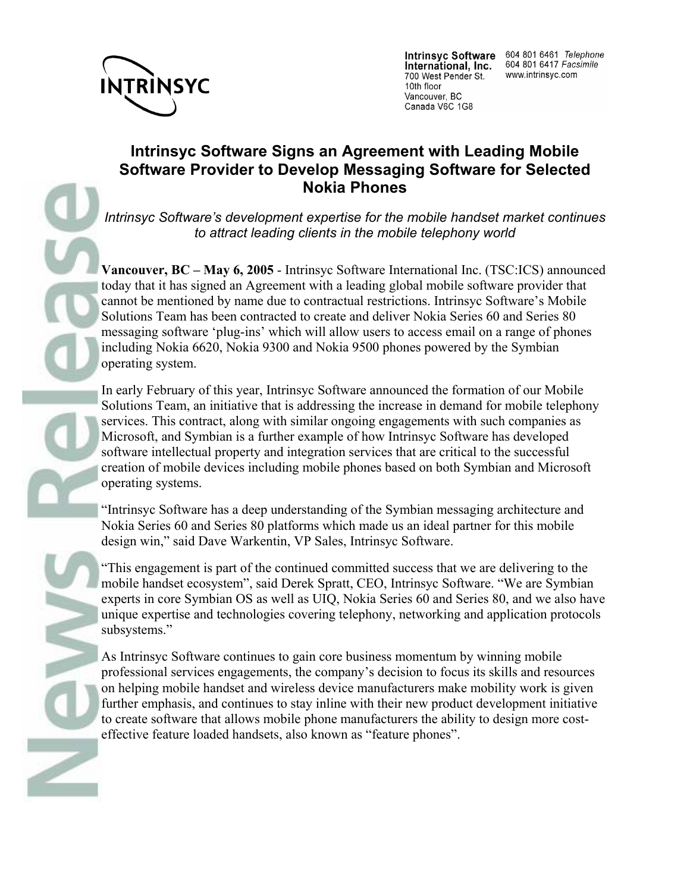Intrinsyc Software International, Inc.
700 West Pender St.
10th floor
Vancouver, BC
Canada V6C 1G8

604 801 6461 *Telephone*
604 801 6417 *Facsimile*
www.intrinsyc.com

# Intrinsyc Software Signs an Agreement with Leading Mobile Software Provider to Develop Messaging Software for Selected Nokia Phones

*Intrinsyc Software's development expertise for the mobile handset market continues to attract leading clients in the mobile telephony world*

**Vancouver, BC – May 6, 2005** - Intrinsyc Software International Inc. (TSC:ICS) announced today that it has signed an Agreement with a leading global mobile software provider that cannot be mentioned by name due to contractual restrictions. Intrinsyc Software's Mobile Solutions Team has been contracted to create and deliver Nokia Series 60 and Series 80 messaging software 'plug-ins' which will allow users to access email on a range of phones including Nokia 6620, Nokia 9300 and Nokia 9500 phones powered by the Symbian operating system.

In early February of this year, Intrinsyc Software announced the formation of our Mobile Solutions Team, an initiative that is addressing the increase in demand for mobile telephony services. This contract, along with similar ongoing engagements with such companies as Microsoft, and Symbian is a further example of how Intrinsyc Software has developed software intellectual property and integration services that are critical to the successful creation of mobile devices including mobile phones based on both Symbian and Microsoft operating systems.

"Intrinsyc Software has a deep understanding of the Symbian messaging architecture and Nokia Series 60 and Series 80 platforms which made us an ideal partner for this mobile design win," said Dave Warkentin, VP Sales, Intrinsyc Software.

"This engagement is part of the continued committed success that we are delivering to the mobile handset ecosystem", said Derek Spratt, CEO, Intrinsyc Software. "We are Symbian experts in core Symbian OS as well as UIQ, Nokia Series 60 and Series 80, and we also have unique expertise and technologies covering telephony, networking and application protocols subsystems."

As Intrinsyc Software continues to gain core business momentum by winning mobile professional services engagements, the company's decision to focus its skills and resources on helping mobile handset and wireless device manufacturers make mobility work is given further emphasis, and continues to stay inline with their new product development initiative to create software that allows mobile phone manufacturers the ability to design more cost-effective feature loaded handsets, also known as "feature phones".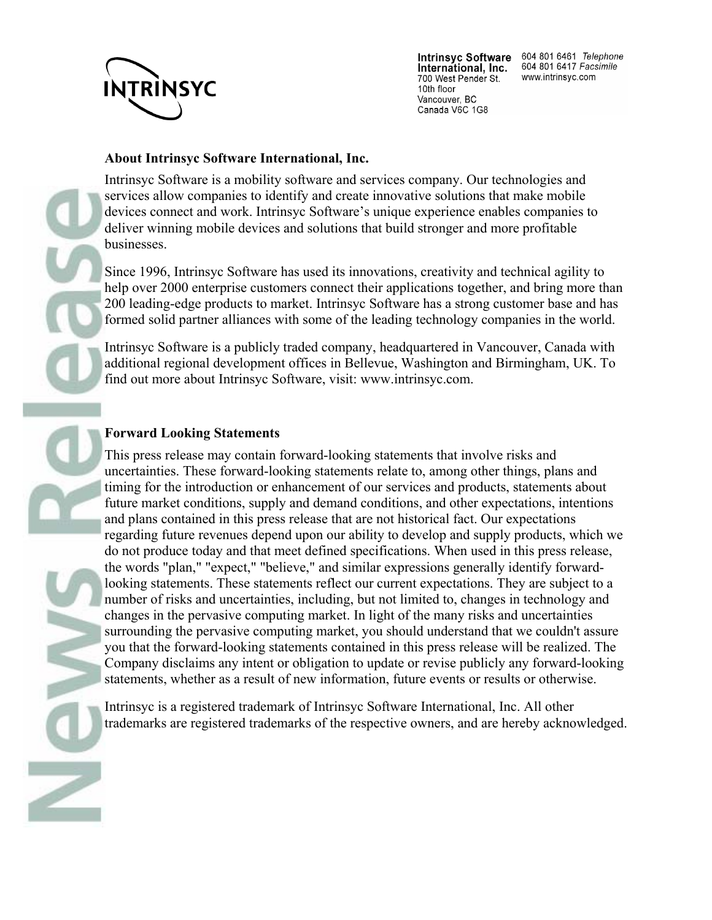**Intrinsyc Software International, Inc.**
700 West Pender St.
10th floor
Vancouver, BC
Canada V6C 1G8

604 801 6461 *Telephone*
604 801 6417 *Facsimile*
www.intrinsyc.com

## About Intrinsyc Software International, Inc.

Intrinsyc Software is a mobility software and services company. Our technologies and services allow companies to identify and create innovative solutions that make mobile devices connect and work. Intrinsyc Software's unique experience enables companies to deliver winning mobile devices and solutions that build stronger and more profitable businesses.

Since 1996, Intrinsyc Software has used its innovations, creativity and technical agility to help over 2000 enterprise customers connect their applications together, and bring more than 200 leading-edge products to market. Intrinsyc Software has a strong customer base and has formed solid partner alliances with some of the leading technology companies in the world.

Intrinsyc Software is a publicly traded company, headquartered in Vancouver, Canada with additional regional development offices in Bellevue, Washington and Birmingham, UK. To find out more about Intrinsyc Software, visit: www.intrinsyc.com.

## Forward Looking Statements

This press release may contain forward-looking statements that involve risks and uncertainties. These forward-looking statements relate to, among other things, plans and timing for the introduction or enhancement of our services and products, statements about future market conditions, supply and demand conditions, and other expectations, intentions and plans contained in this press release that are not historical fact. Our expectations regarding future revenues depend upon our ability to develop and supply products, which we do not produce today and that meet defined specifications. When used in this press release, the words "plan," "expect," "believe," and similar expressions generally identify forward-looking statements. These statements reflect our current expectations. They are subject to a number of risks and uncertainties, including, but not limited to, changes in technology and changes in the pervasive computing market. In light of the many risks and uncertainties surrounding the pervasive computing market, you should understand that we couldn't assure you that the forward-looking statements contained in this press release will be realized. The Company disclaims any intent or obligation to update or revise publicly any forward-looking statements, whether as a result of new information, future events or results or otherwise.

Intrinsyc is a registered trademark of Intrinsyc Software International, Inc. All other trademarks are registered trademarks of the respective owners, and are hereby acknowledged.